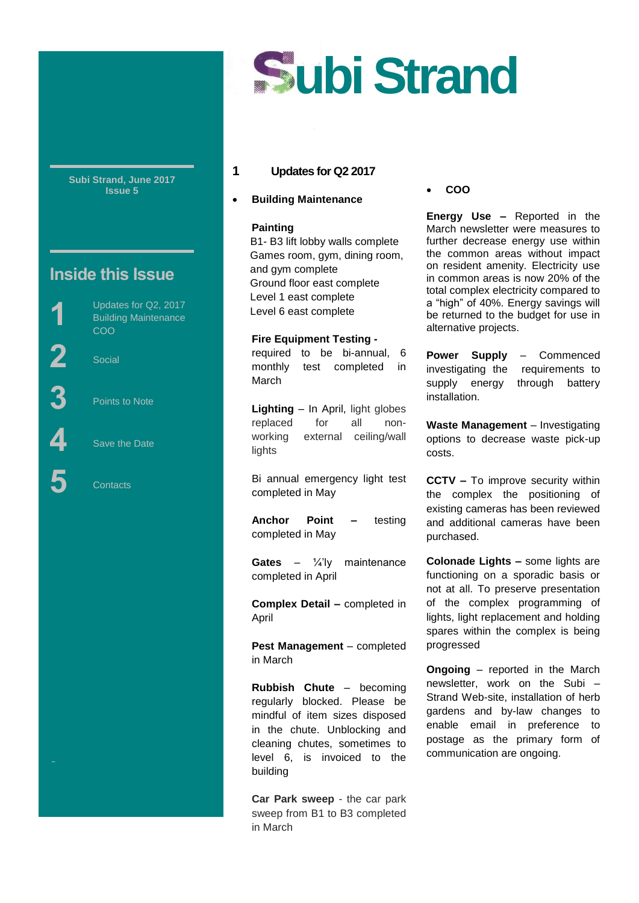# Subi Strand

**Subi Strand, June 2017**
**Issue 5**

## Inside this Issue

1. Updates for Q2, 2017 Building Maintenance COO
2. Social
3. Points to Note
4. Save the Date
5. Contacts

## 1 Updates for Q2 2017

- **Building Maintenance**

**Painting**
B1- B3 lift lobby walls complete
Games room, gym, dining room, and gym complete
Ground floor east complete
Level 1 east complete
Level 6 east complete

**Fire Equipment Testing -** required to be bi-annual, 6 monthly test completed in March

**Lighting** – In April, light globes replaced for all non-working external ceiling/wall lights

Bi annual emergency light test completed in May

**Anchor Point** – testing completed in May

**Gates** – ¼'ly maintenance completed in April

**Complex Detail –** completed in April

**Pest Management** – completed in March

**Rubbish Chute** – becoming regularly blocked. Please be mindful of item sizes disposed in the chute. Unblocking and cleaning chutes, sometimes to level 6, is invoiced to the building

**Car Park sweep** - the car park sweep from B1 to B3 completed in March

- **COO**

**Energy Use –** Reported in the March newsletter were measures to further decrease energy use within the common areas without impact on resident amenity. Electricity use in common areas is now 20% of the total complex electricity compared to a "high" of 40%. Energy savings will be returned to the budget for use in alternative projects.

**Power Supply** – Commenced investigating the requirements to supply energy through battery installation.

**Waste Management** – Investigating options to decrease waste pick-up costs.

**CCTV –** To improve security within the complex the positioning of existing cameras has been reviewed and additional cameras have been purchased.

**Colonade Lights –** some lights are functioning on a sporadic basis or not at all. To preserve presentation of the complex programming of lights, light replacement and holding spares within the complex is being progressed

**Ongoing** – reported in the March newsletter, work on the Subi – Strand Web-site, installation of herb gardens and by-law changes to enable email in preference to postage as the primary form of communication are ongoing.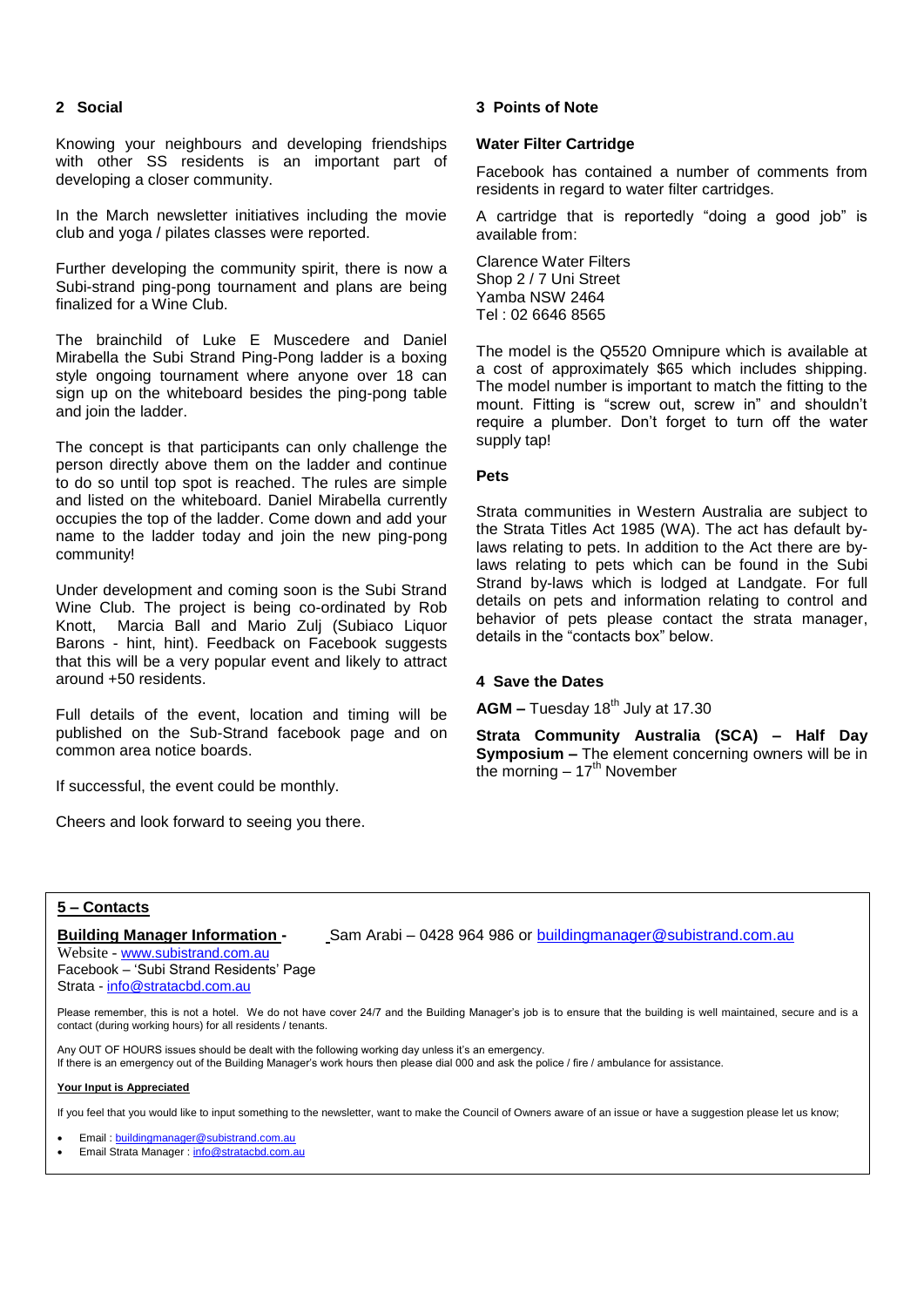## 2 Social

Knowing your neighbours and developing friendships with other SS residents is an important part of developing a closer community.

In the March newsletter initiatives including the movie club and yoga / pilates classes were reported.

Further developing the community spirit, there is now a Subi-strand ping-pong tournament and plans are being finalized for a Wine Club.

The brainchild of Luke E Muscedere and Daniel Mirabella the Subi Strand Ping-Pong ladder is a boxing style ongoing tournament where anyone over 18 can sign up on the whiteboard besides the ping-pong table and join the ladder.

The concept is that participants can only challenge the person directly above them on the ladder and continue to do so until top spot is reached. The rules are simple and listed on the whiteboard. Daniel Mirabella currently occupies the top of the ladder. Come down and add your name to the ladder today and join the new ping-pong community!

Under development and coming soon is the Subi Strand Wine Club. The project is being co-ordinated by Rob Knott, Marcia Ball and Mario Zulj (Subiaco Liquor Barons - hint, hint). Feedback on Facebook suggests that this will be a very popular event and likely to attract around +50 residents.

Full details of the event, location and timing will be published on the Sub-Strand facebook page and on common area notice boards.

If successful, the event could be monthly.

Cheers and look forward to seeing you there.

## 3 Points of Note

### Water Filter Cartridge

Facebook has contained a number of comments from residents in regard to water filter cartridges.

A cartridge that is reportedly "doing a good job" is available from:

Clarence Water Filters
Shop 2 / 7 Uni Street
Yamba NSW 2464
Tel : 02 6646 8565

The model is the Q5520 Omnipure which is available at a cost of approximately $65 which includes shipping. The model number is important to match the fitting to the mount. Fitting is "screw out, screw in" and shouldn't require a plumber. Don't forget to turn off the water supply tap!

### Pets

Strata communities in Western Australia are subject to the Strata Titles Act 1985 (WA). The act has default by-laws relating to pets. In addition to the Act there are by-laws relating to pets which can be found in the Subi Strand by-laws which is lodged at Landgate. For full details on pets and information relating to control and behavior of pets please contact the strata manager, details in the "contacts box" below.

## 4 Save the Dates

**AGM –** Tuesday 18th July at 17.30

**Strata Community Australia (SCA) – Half Day Symposium –** The element concerning owners will be in the morning – 17th November

## 5 – Contacts

**Building Manager Information -** Sam Arabi – 0428 964 986 or buildingmanager@subistrand.com.au

Website - www.subistrand.com.au
Facebook – 'Subi Strand Residents' Page
Strata - info@stratacbd.com.au

Please remember, this is not a hotel. We do not have cover 24/7 and the Building Manager's job is to ensure that the building is well maintained, secure and is a contact (during working hours) for all residents / tenants.

Any OUT OF HOURS issues should be dealt with the following working day unless it's an emergency.
If there is an emergency out of the Building Manager's work hours then please dial 000 and ask the police / fire / ambulance for assistance.

**Your Input is Appreciated**

If you feel that you would like to input something to the newsletter, want to make the Council of Owners aware of an issue or have a suggestion please let us know;

- Email : buildingmanager@subistrand.com.au
- Email Strata Manager : info@stratacbd.com.au